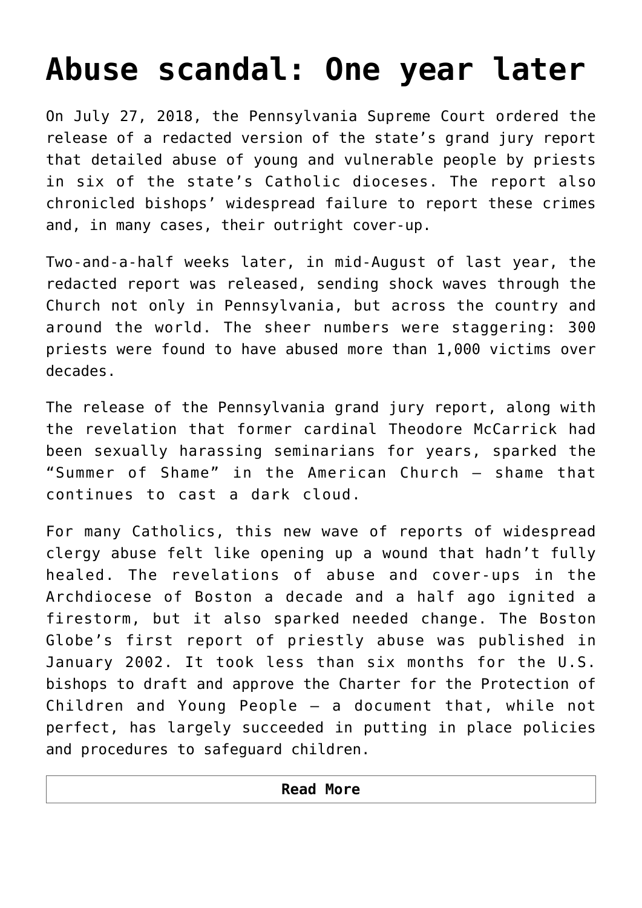# Abuse scandal: One year later

On July 27, 2018, the Pennsylvania Supreme Court ordered the release of a redacted version of the state's grand jury report that detailed abuse of young and vulnerable people by priests in six of the state's Catholic dioceses. The report also chronicled bishops' widespread failure to report these crimes and, in many cases, their outright cover-up.

Two-and-a-half weeks later, in mid-August of last year, the redacted report was released, sending shock waves through the Church not only in Pennsylvania, but across the country and around the world. The sheer numbers were staggering: 300 priests were found to have abused more than 1,000 victims over decades.

The release of the Pennsylvania grand jury report, along with the revelation that former cardinal Theodore McCarrick had been sexually harassing seminarians for years, sparked the "Summer of Shame" in the American Church — shame that continues to cast a dark cloud.

For many Catholics, this new wave of reports of widespread clergy abuse felt like opening up a wound that hadn't fully healed. The revelations of abuse and cover-ups in the Archdiocese of Boston a decade and a half ago ignited a firestorm, but it also sparked needed change. The Boston Globe's first report of priestly abuse was published in January 2002. It took less than six months for the U.S. bishops to draft and approve the Charter for the Protection of Children and Young People — a document that, while not perfect, has largely succeeded in putting in place policies and procedures to safeguard children.

**Read More**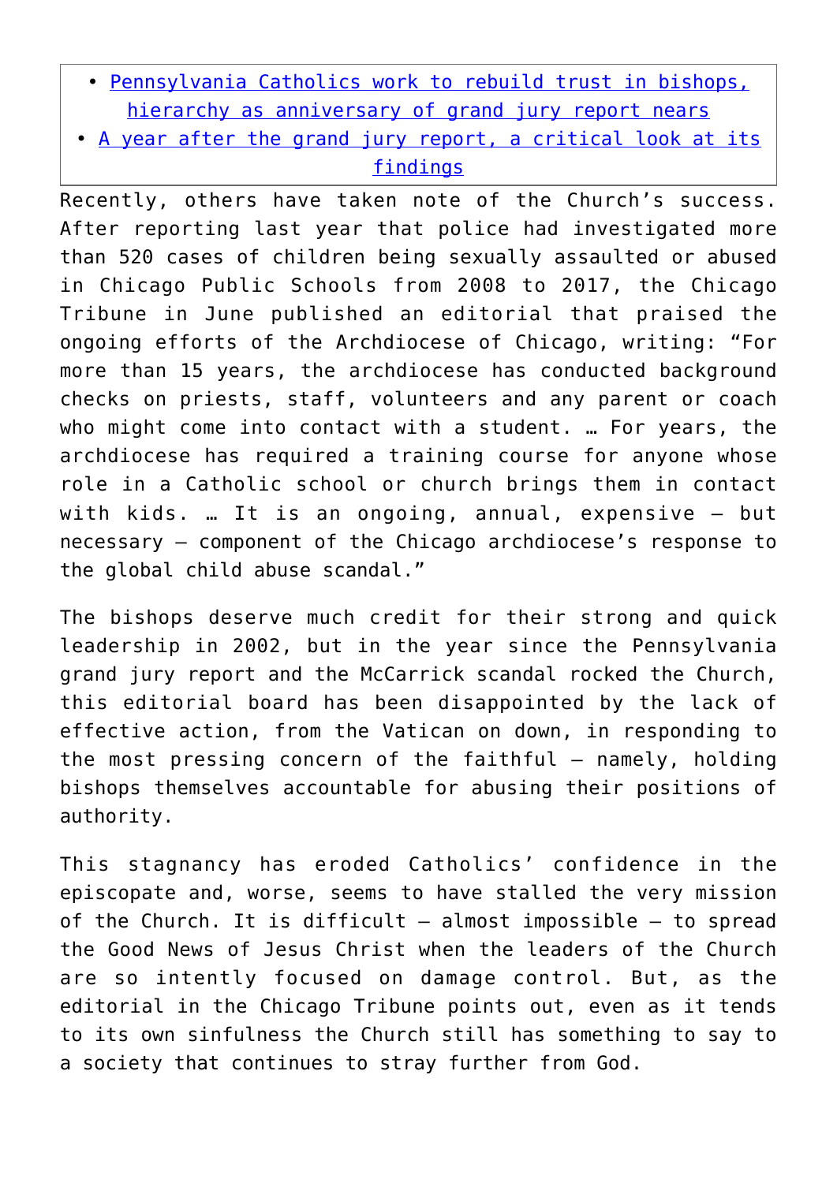- Pennsylvania Catholics work to rebuild trust in bishops, hierarchy as anniversary of grand jury report nears
- A year after the grand jury report, a critical look at its findings

Recently, others have taken note of the Church's success. After reporting last year that police had investigated more than 520 cases of children being sexually assaulted or abused in Chicago Public Schools from 2008 to 2017, the Chicago Tribune in June published an editorial that praised the ongoing efforts of the Archdiocese of Chicago, writing: "For more than 15 years, the archdiocese has conducted background checks on priests, staff, volunteers and any parent or coach who might come into contact with a student. … For years, the archdiocese has required a training course for anyone whose role in a Catholic school or church brings them in contact with kids. … It is an ongoing, annual, expensive — but necessary — component of the Chicago archdiocese's response to the global child abuse scandal."

The bishops deserve much credit for their strong and quick leadership in 2002, but in the year since the Pennsylvania grand jury report and the McCarrick scandal rocked the Church, this editorial board has been disappointed by the lack of effective action, from the Vatican on down, in responding to the most pressing concern of the faithful — namely, holding bishops themselves accountable for abusing their positions of authority.

This stagnancy has eroded Catholics' confidence in the episcopate and, worse, seems to have stalled the very mission of the Church. It is difficult — almost impossible — to spread the Good News of Jesus Christ when the leaders of the Church are so intently focused on damage control. But, as the editorial in the Chicago Tribune points out, even as it tends to its own sinfulness the Church still has something to say to a society that continues to stray further from God.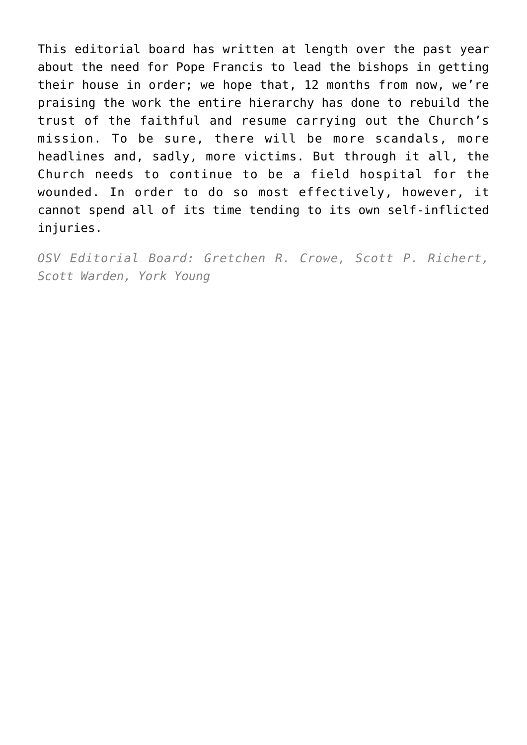This editorial board has written at length over the past year about the need for Pope Francis to lead the bishops in getting their house in order; we hope that, 12 months from now, we're praising the work the entire hierarchy has done to rebuild the trust of the faithful and resume carrying out the Church's mission. To be sure, there will be more scandals, more headlines and, sadly, more victims. But through it all, the Church needs to continue to be a field hospital for the wounded. In order to do so most effectively, however, it cannot spend all of its time tending to its own self-inflicted injuries.

*OSV Editorial Board: Gretchen R. Crowe, Scott P. Richert, Scott Warden, York Young*